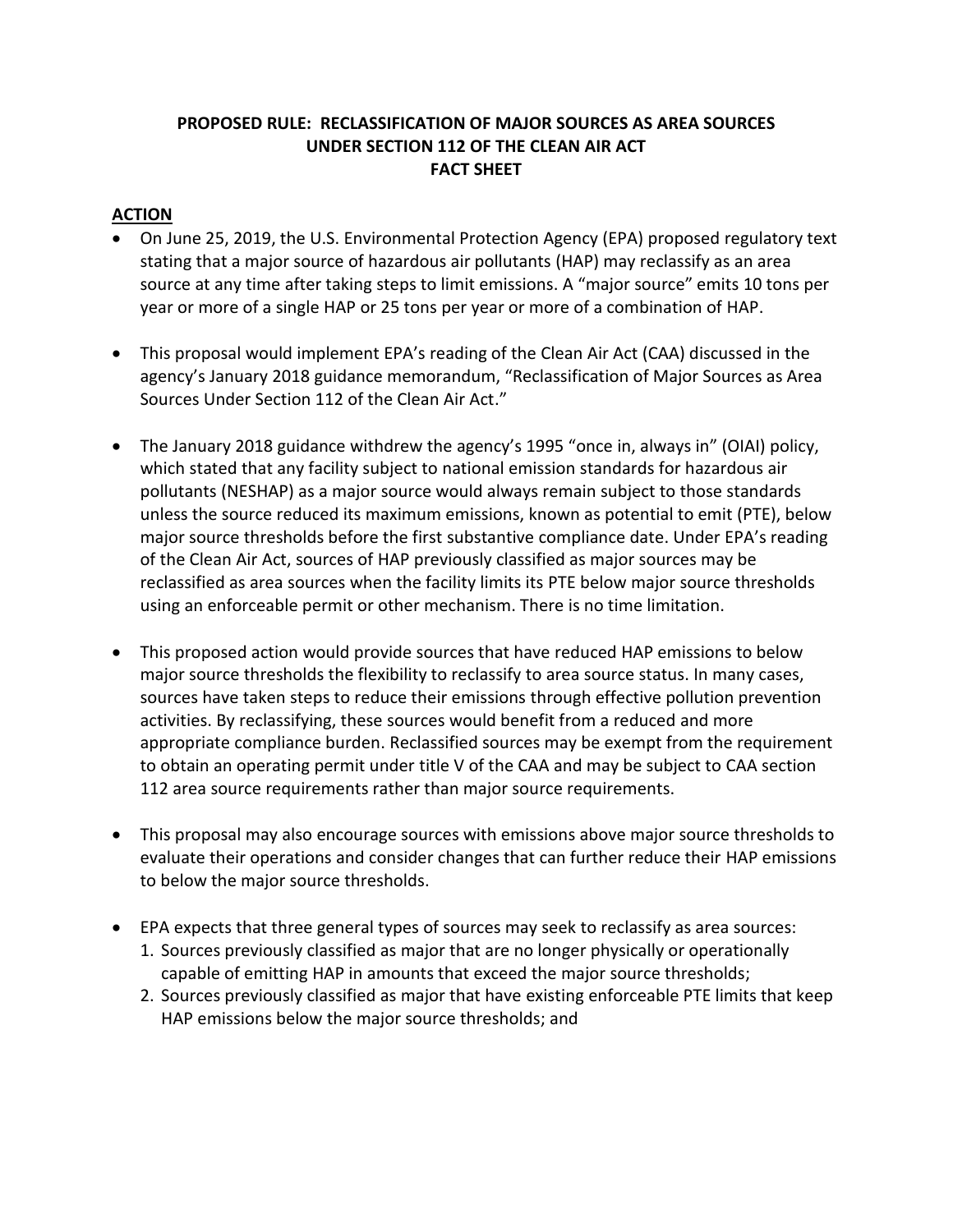# PROPOSED RULE: RECLASSIFICATION OF MAJOR SOURCES AS AREA SOURCES UNDER SECTION 112 OF THE CLEAN AIR ACT FACT SHEET

## ACTION

- On June 25, 2019, the U.S. Environmental Protection Agency (EPA) proposed regulatory text stating that a major source of hazardous air pollutants (HAP) may reclassify as an area source at any time after taking steps to limit emissions. A "major source" emits 10 tons per year or more of a single HAP or 25 tons per year or more of a combination of HAP.

- This proposal would implement EPA's reading of the Clean Air Act (CAA) discussed in the agency's January 2018 guidance memorandum, "Reclassification of Major Sources as Area Sources Under Section 112 of the Clean Air Act."

- The January 2018 guidance withdrew the agency's 1995 "once in, always in" (OIAI) policy, which stated that any facility subject to national emission standards for hazardous air pollutants (NESHAP) as a major source would always remain subject to those standards unless the source reduced its maximum emissions, known as potential to emit (PTE), below major source thresholds before the first substantive compliance date. Under EPA's reading of the Clean Air Act, sources of HAP previously classified as major sources may be reclassified as area sources when the facility limits its PTE below major source thresholds using an enforceable permit or other mechanism. There is no time limitation.

- This proposed action would provide sources that have reduced HAP emissions to below major source thresholds the flexibility to reclassify to area source status. In many cases, sources have taken steps to reduce their emissions through effective pollution prevention activities. By reclassifying, these sources would benefit from a reduced and more appropriate compliance burden. Reclassified sources may be exempt from the requirement to obtain an operating permit under title V of the CAA and may be subject to CAA section 112 area source requirements rather than major source requirements.

- This proposal may also encourage sources with emissions above major source thresholds to evaluate their operations and consider changes that can further reduce their HAP emissions to below the major source thresholds.

- EPA expects that three general types of sources may seek to reclassify as area sources:
  1. Sources previously classified as major that are no longer physically or operationally capable of emitting HAP in amounts that exceed the major source thresholds;
  2. Sources previously classified as major that have existing enforceable PTE limits that keep HAP emissions below the major source thresholds; and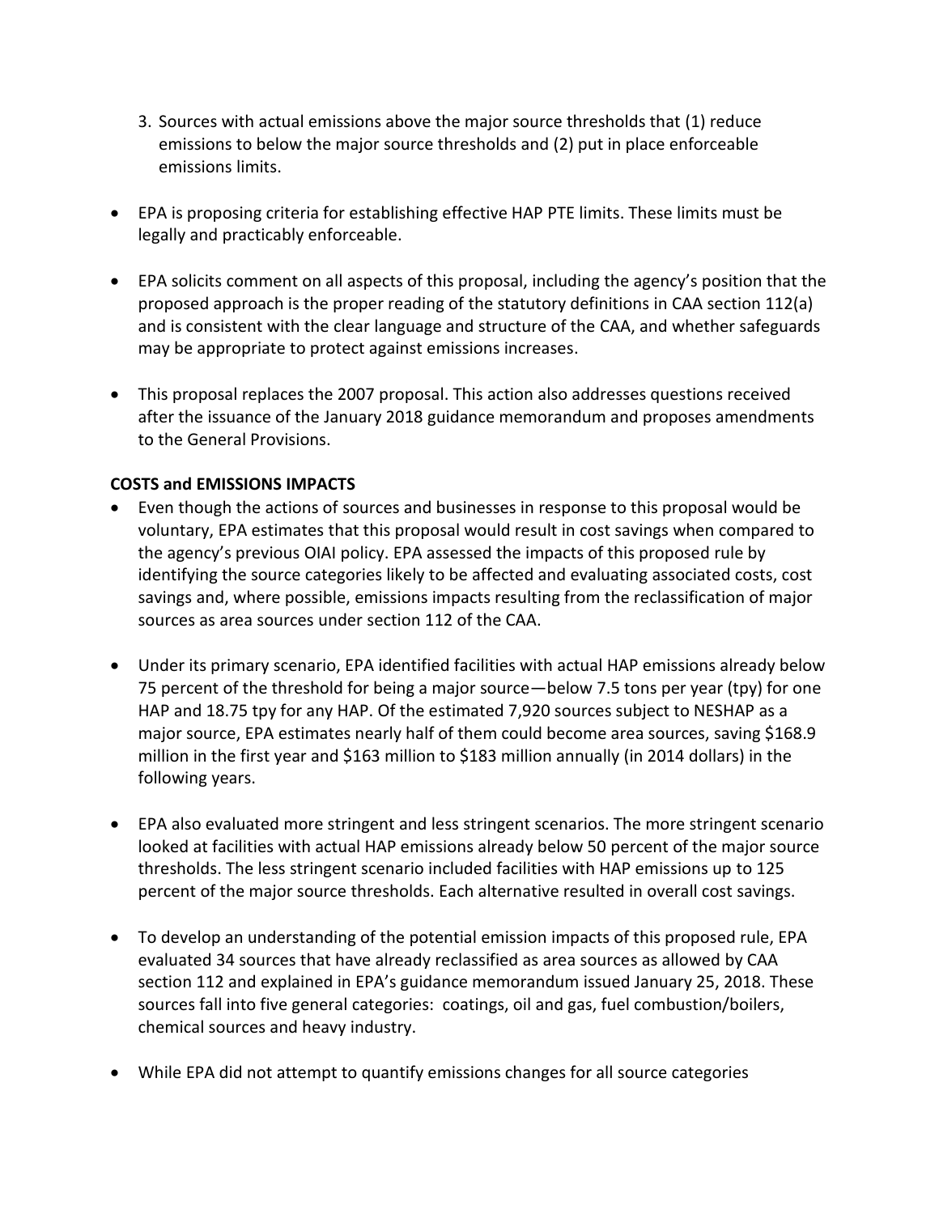3. Sources with actual emissions above the major source thresholds that (1) reduce emissions to below the major source thresholds and (2) put in place enforceable emissions limits.

- EPA is proposing criteria for establishing effective HAP PTE limits. These limits must be legally and practicably enforceable.

- EPA solicits comment on all aspects of this proposal, including the agency's position that the proposed approach is the proper reading of the statutory definitions in CAA section 112(a) and is consistent with the clear language and structure of the CAA, and whether safeguards may be appropriate to protect against emissions increases.

- This proposal replaces the 2007 proposal. This action also addresses questions received after the issuance of the January 2018 guidance memorandum and proposes amendments to the General Provisions.

**COSTS and EMISSIONS IMPACTS**

- Even though the actions of sources and businesses in response to this proposal would be voluntary, EPA estimates that this proposal would result in cost savings when compared to the agency's previous OIAI policy. EPA assessed the impacts of this proposed rule by identifying the source categories likely to be affected and evaluating associated costs, cost savings and, where possible, emissions impacts resulting from the reclassification of major sources as area sources under section 112 of the CAA.

- Under its primary scenario, EPA identified facilities with actual HAP emissions already below 75 percent of the threshold for being a major source—below 7.5 tons per year (tpy) for one HAP and 18.75 tpy for any HAP. Of the estimated 7,920 sources subject to NESHAP as a major source, EPA estimates nearly half of them could become area sources, saving $168.9 million in the first year and $163 million to $183 million annually (in 2014 dollars) in the following years.

- EPA also evaluated more stringent and less stringent scenarios. The more stringent scenario looked at facilities with actual HAP emissions already below 50 percent of the major source thresholds. The less stringent scenario included facilities with HAP emissions up to 125 percent of the major source thresholds. Each alternative resulted in overall cost savings.

- To develop an understanding of the potential emission impacts of this proposed rule, EPA evaluated 34 sources that have already reclassified as area sources as allowed by CAA section 112 and explained in EPA's guidance memorandum issued January 25, 2018. These sources fall into five general categories: coatings, oil and gas, fuel combustion/boilers, chemical sources and heavy industry.

- While EPA did not attempt to quantify emissions changes for all source categories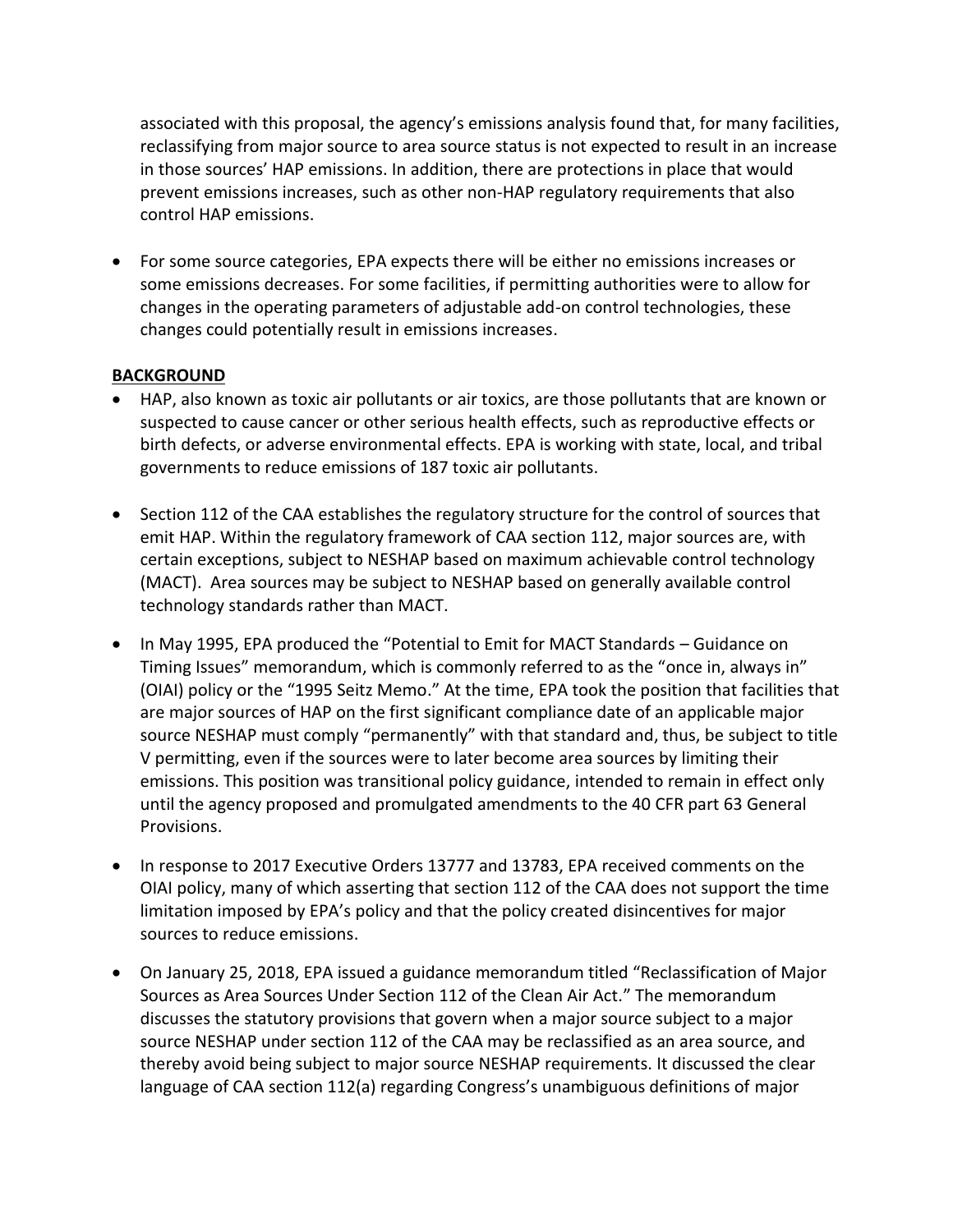associated with this proposal, the agency's emissions analysis found that, for many facilities, reclassifying from major source to area source status is not expected to result in an increase in those sources' HAP emissions. In addition, there are protections in place that would prevent emissions increases, such as other non-HAP regulatory requirements that also control HAP emissions.

- For some source categories, EPA expects there will be either no emissions increases or some emissions decreases. For some facilities, if permitting authorities were to allow for changes in the operating parameters of adjustable add-on control technologies, these changes could potentially result in emissions increases.

**BACKGROUND**

- HAP, also known as toxic air pollutants or air toxics, are those pollutants that are known or suspected to cause cancer or other serious health effects, such as reproductive effects or birth defects, or adverse environmental effects. EPA is working with state, local, and tribal governments to reduce emissions of 187 toxic air pollutants.

- Section 112 of the CAA establishes the regulatory structure for the control of sources that emit HAP. Within the regulatory framework of CAA section 112, major sources are, with certain exceptions, subject to NESHAP based on maximum achievable control technology (MACT). Area sources may be subject to NESHAP based on generally available control technology standards rather than MACT.

- In May 1995, EPA produced the "Potential to Emit for MACT Standards – Guidance on Timing Issues" memorandum, which is commonly referred to as the "once in, always in" (OIAI) policy or the "1995 Seitz Memo." At the time, EPA took the position that facilities that are major sources of HAP on the first significant compliance date of an applicable major source NESHAP must comply "permanently" with that standard and, thus, be subject to title V permitting, even if the sources were to later become area sources by limiting their emissions. This position was transitional policy guidance, intended to remain in effect only until the agency proposed and promulgated amendments to the 40 CFR part 63 General Provisions.

- In response to 2017 Executive Orders 13777 and 13783, EPA received comments on the OIAI policy, many of which asserting that section 112 of the CAA does not support the time limitation imposed by EPA's policy and that the policy created disincentives for major sources to reduce emissions.

- On January 25, 2018, EPA issued a guidance memorandum titled "Reclassification of Major Sources as Area Sources Under Section 112 of the Clean Air Act." The memorandum discusses the statutory provisions that govern when a major source subject to a major source NESHAP under section 112 of the CAA may be reclassified as an area source, and thereby avoid being subject to major source NESHAP requirements. It discussed the clear language of CAA section 112(a) regarding Congress's unambiguous definitions of major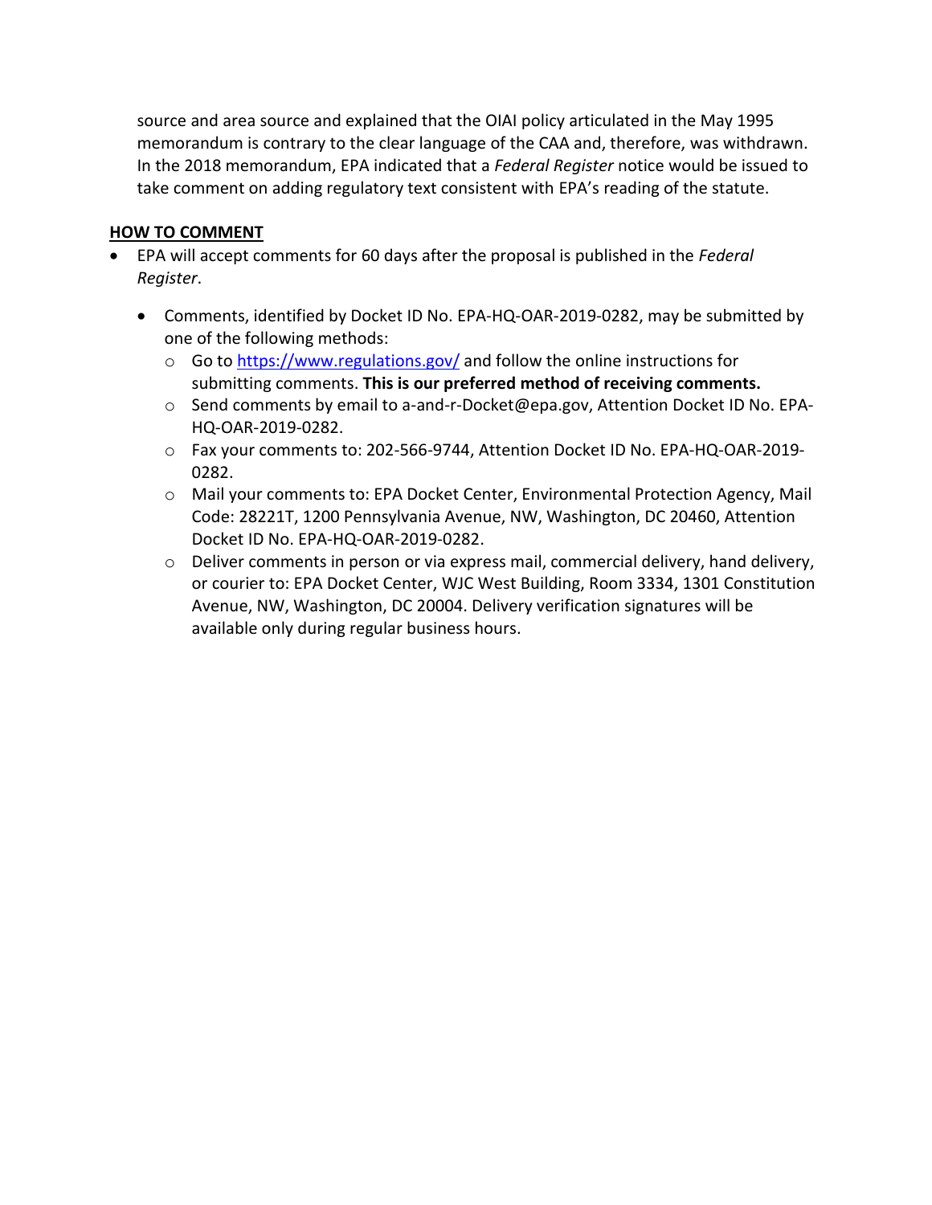source and area source and explained that the OIAI policy articulated in the May 1995 memorandum is contrary to the clear language of the CAA and, therefore, was withdrawn. In the 2018 memorandum, EPA indicated that a *Federal Register* notice would be issued to take comment on adding regulatory text consistent with EPA's reading of the statute.

## HOW TO COMMENT

- EPA will accept comments for 60 days after the proposal is published in the *Federal Register*.
  - Comments, identified by Docket ID No. EPA-HQ-OAR-2019-0282, may be submitted by one of the following methods:
    - Go to https://www.regulations.gov/ and follow the online instructions for submitting comments. **This is our preferred method of receiving comments.**
    - Send comments by email to a-and-r-Docket@epa.gov, Attention Docket ID No. EPA-HQ-OAR-2019-0282.
    - Fax your comments to: 202-566-9744, Attention Docket ID No. EPA-HQ-OAR-2019-0282.
    - Mail your comments to: EPA Docket Center, Environmental Protection Agency, Mail Code: 28221T, 1200 Pennsylvania Avenue, NW, Washington, DC 20460, Attention Docket ID No. EPA-HQ-OAR-2019-0282.
    - Deliver comments in person or via express mail, commercial delivery, hand delivery, or courier to: EPA Docket Center, WJC West Building, Room 3334, 1301 Constitution Avenue, NW, Washington, DC 20004. Delivery verification signatures will be available only during regular business hours.